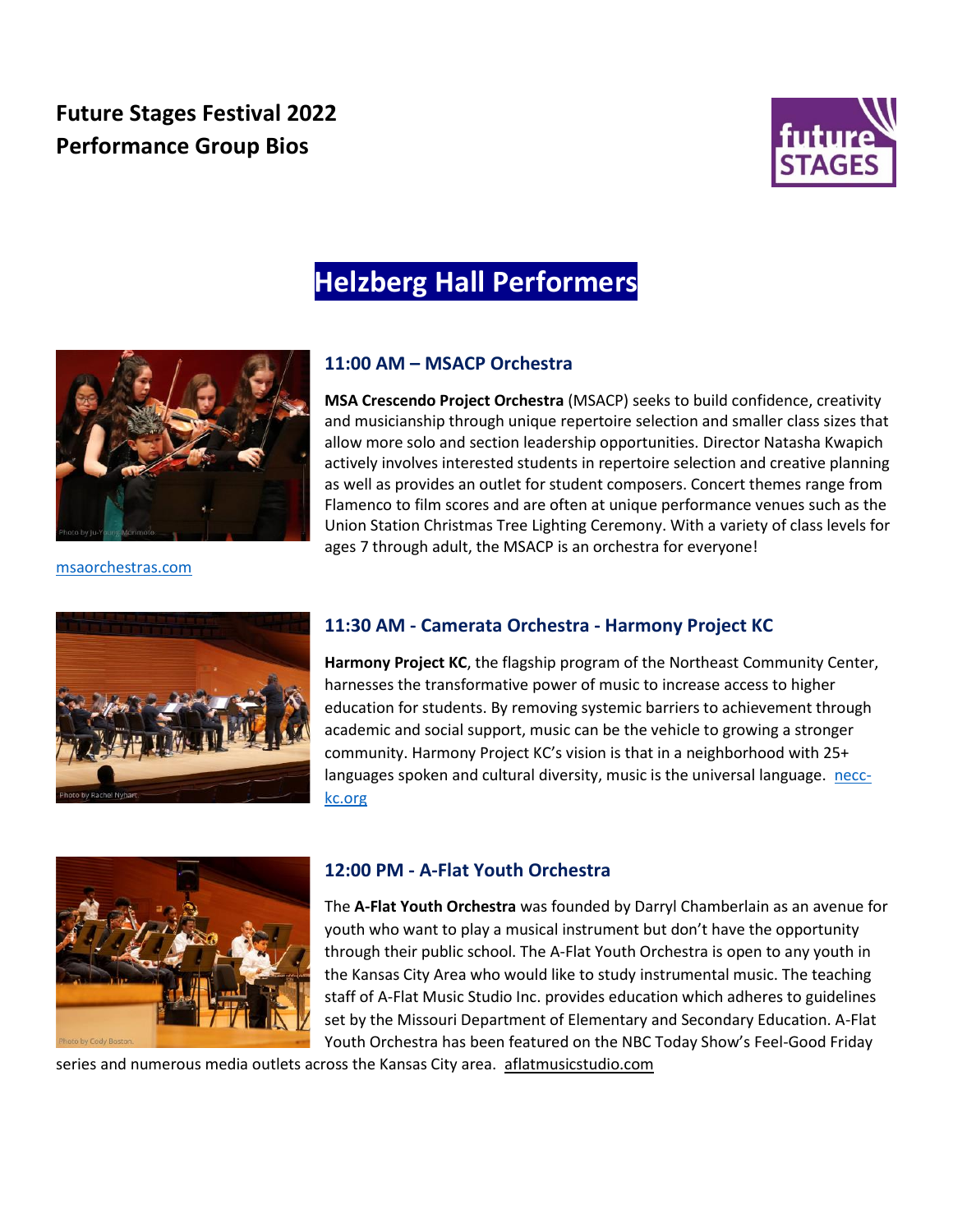# Future Stages Festival 2022
# Performance Group Bios

## Helzberg Hall Performers

### 11:00 AM – MSACP Orchestra

**MSA Crescendo Project Orchestra** (MSACP) seeks to build confidence, creativity and musicianship through unique repertoire selection and smaller class sizes that allow more solo and section leadership opportunities. Director Natasha Kwapich actively involves interested students in repertoire selection and creative planning as well as provides an outlet for student composers. Concert themes range from Flamenco to film scores and are often at unique performance venues such as the Union Station Christmas Tree Lighting Ceremony. With a variety of class levels for ages 7 through adult, the MSACP is an orchestra for everyone!

msaorchestras.com

### 11:30 AM - Camerata Orchestra - Harmony Project KC

**Harmony Project KC**, the flagship program of the Northeast Community Center, harnesses the transformative power of music to increase access to higher education for students. By removing systemic barriers to achievement through academic and social support, music can be the vehicle to growing a stronger community. Harmony Project KC's vision is that in a neighborhood with 25+ languages spoken and cultural diversity, music is the universal language. necc-kc.org

### 12:00 PM - A-Flat Youth Orchestra

The **A-Flat Youth Orchestra** was founded by Darryl Chamberlain as an avenue for youth who want to play a musical instrument but don't have the opportunity through their public school. The A-Flat Youth Orchestra is open to any youth in the Kansas City Area who would like to study instrumental music. The teaching staff of A-Flat Music Studio Inc. provides education which adheres to guidelines set by the Missouri Department of Elementary and Secondary Education. A-Flat Youth Orchestra has been featured on the NBC Today Show's Feel-Good Friday series and numerous media outlets across the Kansas City area. aflatmusicstudio.com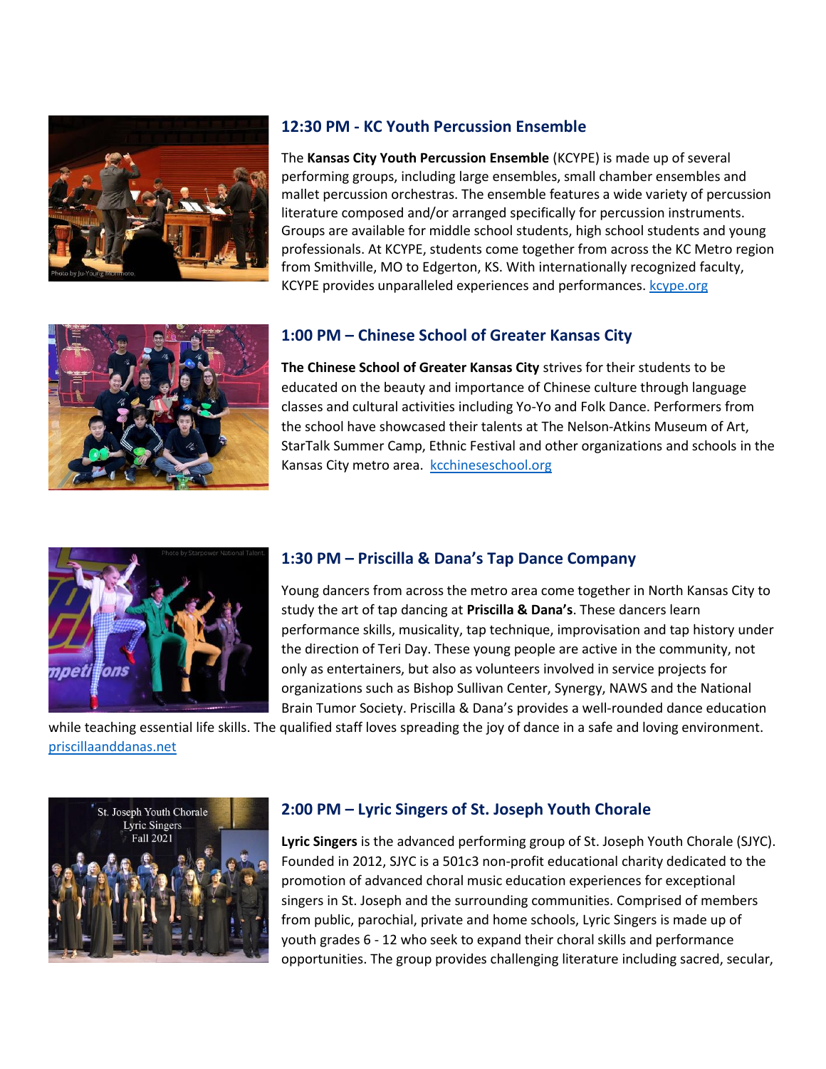## 12:30 PM - KC Youth Percussion Ensemble

The **Kansas City Youth Percussion Ensemble** (KCYPE) is made up of several performing groups, including large ensembles, small chamber ensembles and mallet percussion orchestras. The ensemble features a wide variety of percussion literature composed and/or arranged specifically for percussion instruments. Groups are available for middle school students, high school students and young professionals. At KCYPE, students come together from across the KC Metro region from Smithville, MO to Edgerton, KS. With internationally recognized faculty, KCYPE provides unparalleled experiences and performances. kcype.org

## 1:00 PM – Chinese School of Greater Kansas City

**The Chinese School of Greater Kansas City** strives for their students to be educated on the beauty and importance of Chinese culture through language classes and cultural activities including Yo-Yo and Folk Dance. Performers from the school have showcased their talents at The Nelson-Atkins Museum of Art, StarTalk Summer Camp, Ethnic Festival and other organizations and schools in the Kansas City metro area. kcchineseschool.org

## 1:30 PM – Priscilla & Dana's Tap Dance Company

Young dancers from across the metro area come together in North Kansas City to study the art of tap dancing at **Priscilla & Dana's**. These dancers learn performance skills, musicality, tap technique, improvisation and tap history under the direction of Teri Day. These young people are active in the community, not only as entertainers, but also as volunteers involved in service projects for organizations such as Bishop Sullivan Center, Synergy, NAWS and the National Brain Tumor Society. Priscilla & Dana's provides a well-rounded dance education while teaching essential life skills. The qualified staff loves spreading the joy of dance in a safe and loving environment. priscillaanddanas.net

## 2:00 PM – Lyric Singers of St. Joseph Youth Chorale

**Lyric Singers** is the advanced performing group of St. Joseph Youth Chorale (SJYC). Founded in 2012, SJYC is a 501c3 non-profit educational charity dedicated to the promotion of advanced choral music education experiences for exceptional singers in St. Joseph and the surrounding communities. Comprised of members from public, parochial, private and home schools, Lyric Singers is made up of youth grades 6 - 12 who seek to expand their choral skills and performance opportunities. The group provides challenging literature including sacred, secular,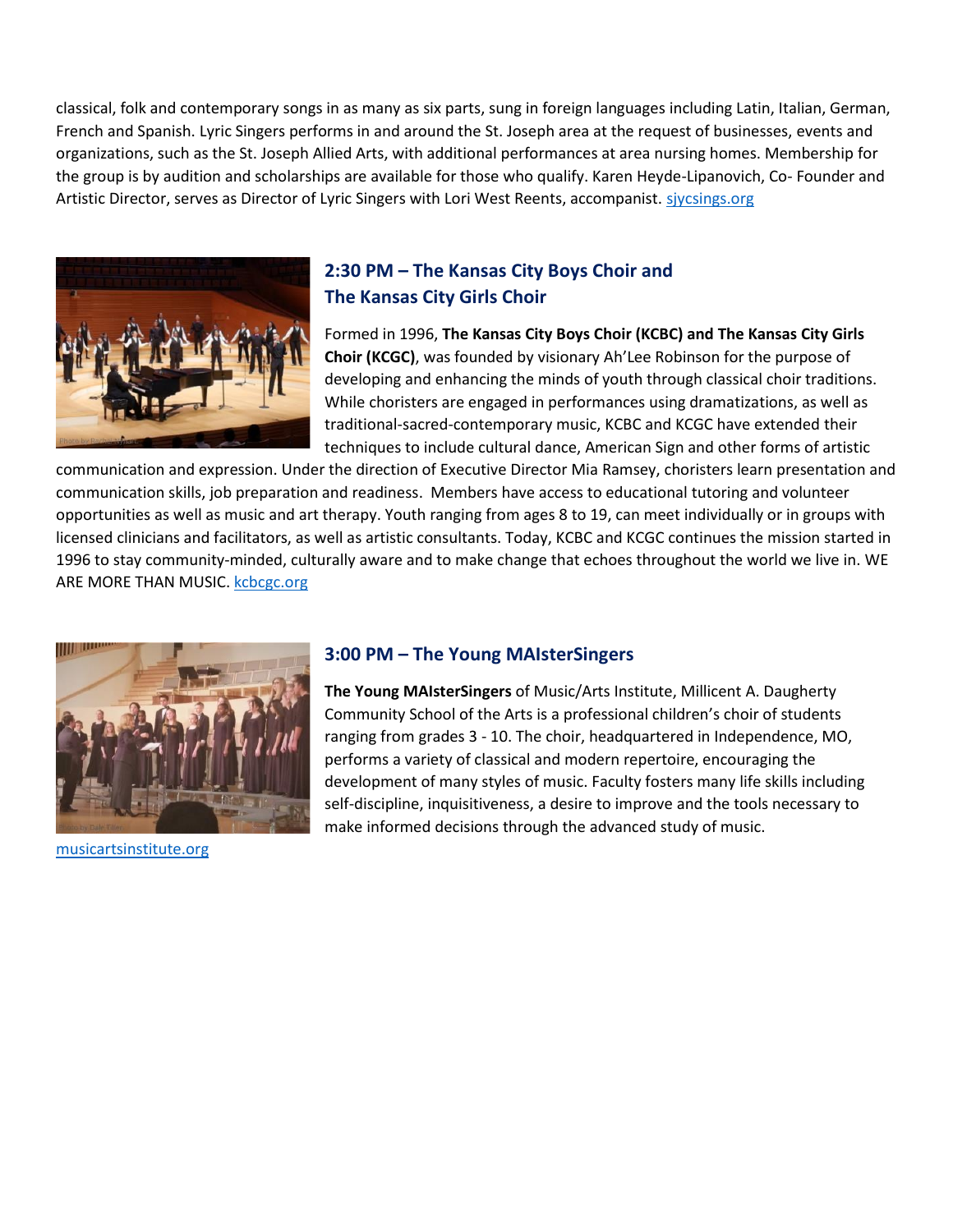classical, folk and contemporary songs in as many as six parts, sung in foreign languages including Latin, Italian, German, French and Spanish. Lyric Singers performs in and around the St. Joseph area at the request of businesses, events and organizations, such as the St. Joseph Allied Arts, with additional performances at area nursing homes. Membership for the group is by audition and scholarships are available for those who qualify. Karen Heyde-Lipanovich, Co- Founder and Artistic Director, serves as Director of Lyric Singers with Lori West Reents, accompanist. sjycsings.org

## 2:30 PM – The Kansas City Boys Choir and The Kansas City Girls Choir

Formed in 1996, **The Kansas City Boys Choir (KCBC) and The Kansas City Girls Choir (KCGC)**, was founded by visionary Ah'Lee Robinson for the purpose of developing and enhancing the minds of youth through classical choir traditions. While choristers are engaged in performances using dramatizations, as well as traditional-sacred-contemporary music, KCBC and KCGC have extended their techniques to include cultural dance, American Sign and other forms of artistic communication and expression. Under the direction of Executive Director Mia Ramsey, choristers learn presentation and communication skills, job preparation and readiness. Members have access to educational tutoring and volunteer opportunities as well as music and art therapy. Youth ranging from ages 8 to 19, can meet individually or in groups with licensed clinicians and facilitators, as well as artistic consultants. Today, KCBC and KCGC continues the mission started in 1996 to stay community-minded, culturally aware and to make change that echoes throughout the world we live in. WE ARE MORE THAN MUSIC. kcbcgc.org

## 3:00 PM – The Young MAIsterSingers

**The Young MAIsterSingers** of Music/Arts Institute, Millicent A. Daugherty Community School of the Arts is a professional children's choir of students ranging from grades 3 - 10. The choir, headquartered in Independence, MO, performs a variety of classical and modern repertoire, encouraging the development of many styles of music. Faculty fosters many life skills including self-discipline, inquisitiveness, a desire to improve and the tools necessary to make informed decisions through the advanced study of music.

musicartsinstitute.org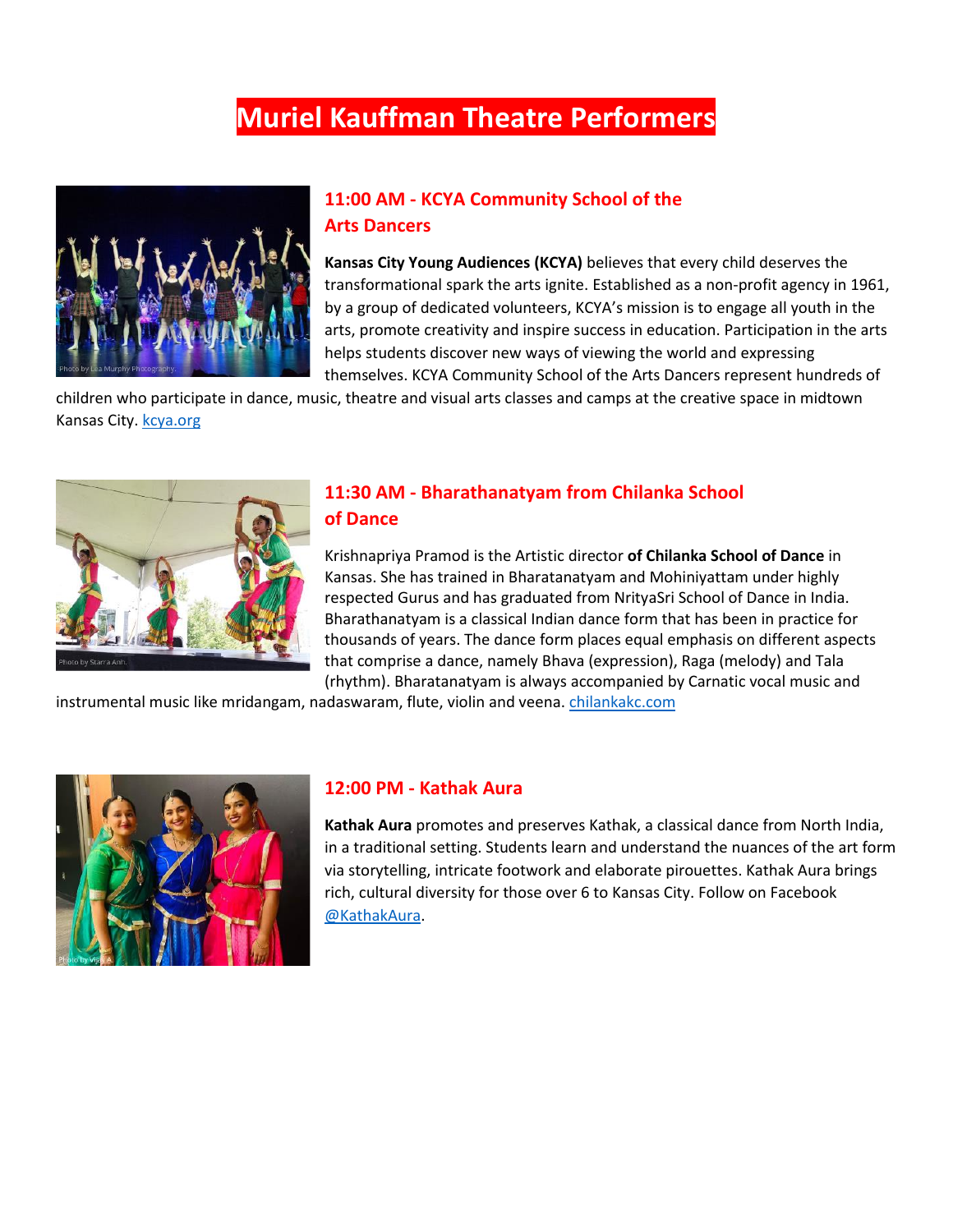# Muriel Kauffman Theatre Performers

## 11:00 AM - KCYA Community School of the Arts Dancers

**Kansas City Young Audiences (KCYA)** believes that every child deserves the transformational spark the arts ignite. Established as a non-profit agency in 1961, by a group of dedicated volunteers, KCYA's mission is to engage all youth in the arts, promote creativity and inspire success in education. Participation in the arts helps students discover new ways of viewing the world and expressing themselves. KCYA Community School of the Arts Dancers represent hundreds of children who participate in dance, music, theatre and visual arts classes and camps at the creative space in midtown Kansas City. kcya.org

## 11:30 AM - Bharathanatyam from Chilanka School of Dance

Krishnapriya Pramod is the Artistic director **of Chilanka School of Dance** in Kansas. She has trained in Bharatanatyam and Mohiniyattam under highly respected Gurus and has graduated from NrityaSri School of Dance in India. Bharathanatyam is a classical Indian dance form that has been in practice for thousands of years. The dance form places equal emphasis on different aspects that comprise a dance, namely Bhava (expression), Raga (melody) and Tala (rhythm). Bharatanatyam is always accompanied by Carnatic vocal music and instrumental music like mridangam, nadaswaram, flute, violin and veena. chilankakc.com

## 12:00 PM - Kathak Aura

**Kathak Aura** promotes and preserves Kathak, a classical dance from North India, in a traditional setting. Students learn and understand the nuances of the art form via storytelling, intricate footwork and elaborate pirouettes. Kathak Aura brings rich, cultural diversity for those over 6 to Kansas City. Follow on Facebook @KathakAura.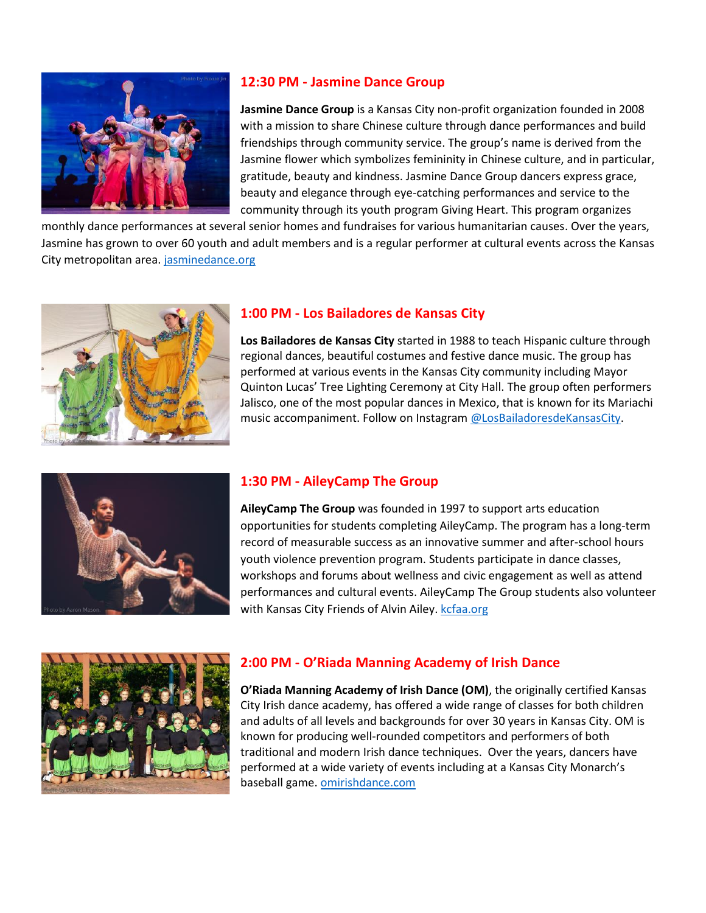## 12:30 PM - Jasmine Dance Group

**Jasmine Dance Group** is a Kansas City non-profit organization founded in 2008 with a mission to share Chinese culture through dance performances and build friendships through community service. The group's name is derived from the Jasmine flower which symbolizes femininity in Chinese culture, and in particular, gratitude, beauty and kindness. Jasmine Dance Group dancers express grace, beauty and elegance through eye-catching performances and service to the community through its youth program Giving Heart. This program organizes monthly dance performances at several senior homes and fundraises for various humanitarian causes. Over the years, Jasmine has grown to over 60 youth and adult members and is a regular performer at cultural events across the Kansas City metropolitan area. jasminedance.org

## 1:00 PM - Los Bailadores de Kansas City

**Los Bailadores de Kansas City** started in 1988 to teach Hispanic culture through regional dances, beautiful costumes and festive dance music. The group has performed at various events in the Kansas City community including Mayor Quinton Lucas' Tree Lighting Ceremony at City Hall. The group often performers Jalisco, one of the most popular dances in Mexico, that is known for its Mariachi music accompaniment. Follow on Instagram @LosBailadoresdeKansasCity.

## 1:30 PM - AileyCamp The Group

**AileyCamp The Group** was founded in 1997 to support arts education opportunities for students completing AileyCamp. The program has a long-term record of measurable success as an innovative summer and after-school hours youth violence prevention program. Students participate in dance classes, workshops and forums about wellness and civic engagement as well as attend performances and cultural events. AileyCamp The Group students also volunteer with Kansas City Friends of Alvin Ailey. kcfaa.org

## 2:00 PM - O'Riada Manning Academy of Irish Dance

**O'Riada Manning Academy of Irish Dance (OM)**, the originally certified Kansas City Irish dance academy, has offered a wide range of classes for both children and adults of all levels and backgrounds for over 30 years in Kansas City. OM is known for producing well-rounded competitors and performers of both traditional and modern Irish dance techniques. Over the years, dancers have performed at a wide variety of events including at a Kansas City Monarch's baseball game. omirishdance.com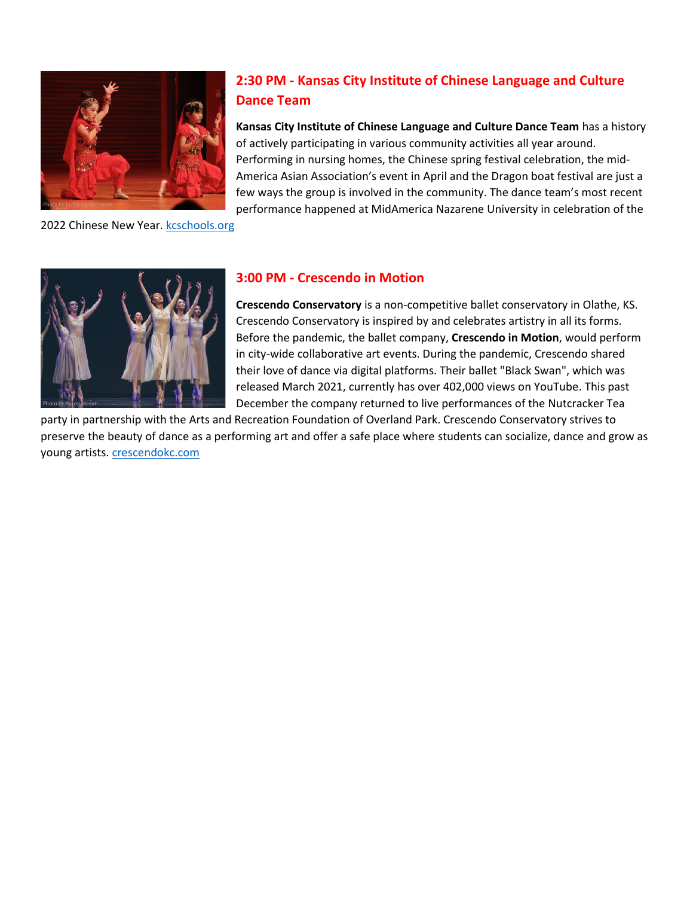## 2:30 PM - Kansas City Institute of Chinese Language and Culture Dance Team

**Kansas City Institute of Chinese Language and Culture Dance Team** has a history of actively participating in various community activities all year around. Performing in nursing homes, the Chinese spring festival celebration, the mid-America Asian Association's event in April and the Dragon boat festival are just a few ways the group is involved in the community. The dance team's most recent performance happened at MidAmerica Nazarene University in celebration of the 2022 Chinese New Year. kcschools.org

## 3:00 PM - Crescendo in Motion

**Crescendo Conservatory** is a non-competitive ballet conservatory in Olathe, KS. Crescendo Conservatory is inspired by and celebrates artistry in all its forms. Before the pandemic, the ballet company, **Crescendo in Motion**, would perform in city-wide collaborative art events. During the pandemic, Crescendo shared their love of dance via digital platforms. Their ballet "Black Swan", which was released March 2021, currently has over 402,000 views on YouTube. This past December the company returned to live performances of the Nutcracker Tea party in partnership with the Arts and Recreation Foundation of Overland Park. Crescendo Conservatory strives to preserve the beauty of dance as a performing art and offer a safe place where students can socialize, dance and grow as young artists. crescendokc.com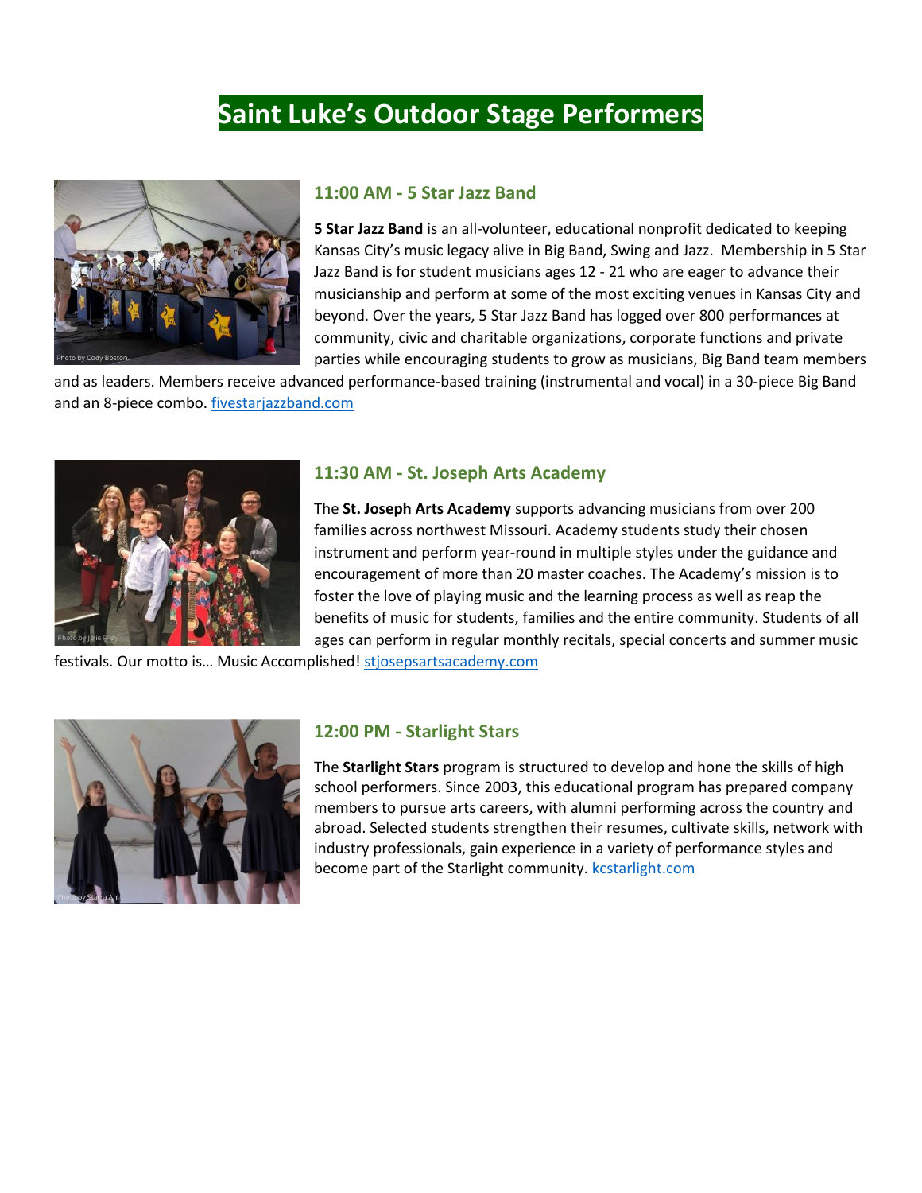# Saint Luke's Outdoor Stage Performers

Photo by Cody Boston

## 11:00 AM - 5 Star Jazz Band

**5 Star Jazz Band** is an all-volunteer, educational nonprofit dedicated to keeping Kansas City's music legacy alive in Big Band, Swing and Jazz. Membership in 5 Star Jazz Band is for student musicians ages 12 - 21 who are eager to advance their musicianship and perform at some of the most exciting venues in Kansas City and beyond. Over the years, 5 Star Jazz Band has logged over 800 performances at community, civic and charitable organizations, corporate functions and private parties while encouraging students to grow as musicians, Big Band team members and as leaders. Members receive advanced performance-based training (instrumental and vocal) in a 30-piece Big Band and an 8-piece combo. fivestarjazzband.com

Photo by Julie Riley

## 11:30 AM - St. Joseph Arts Academy

The **St. Joseph Arts Academy** supports advancing musicians from over 200 families across northwest Missouri. Academy students study their chosen instrument and perform year-round in multiple styles under the guidance and encouragement of more than 20 master coaches. The Academy's mission is to foster the love of playing music and the learning process as well as reap the benefits of music for students, families and the entire community. Students of all ages can perform in regular monthly recitals, special concerts and summer music festivals. Our motto is… Music Accomplished! stjosepsartsacademy.com

## 12:00 PM - Starlight Stars

The **Starlight Stars** program is structured to develop and hone the skills of high school performers. Since 2003, this educational program has prepared company members to pursue arts careers, with alumni performing across the country and abroad. Selected students strengthen their resumes, cultivate skills, network with industry professionals, gain experience in a variety of performance styles and become part of the Starlight community. kcstarlight.com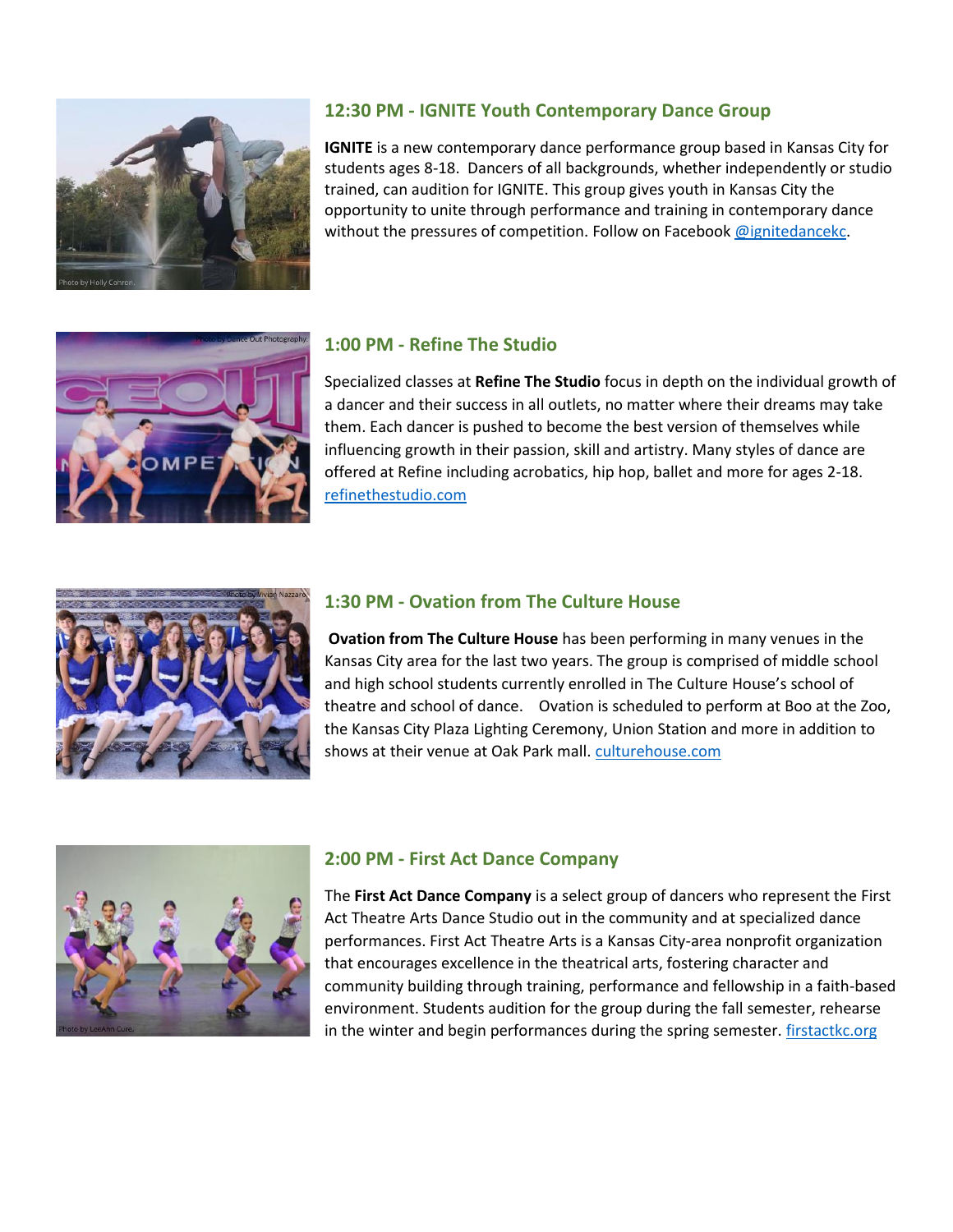## 12:30 PM - IGNITE Youth Contemporary Dance Group

**IGNITE** is a new contemporary dance performance group based in Kansas City for students ages 8-18. Dancers of all backgrounds, whether independently or studio trained, can audition for IGNITE. This group gives youth in Kansas City the opportunity to unite through performance and training in contemporary dance without the pressures of competition. Follow on Facebook @ignitedancekc.

## 1:00 PM - Refine The Studio

Specialized classes at **Refine The Studio** focus in depth on the individual growth of a dancer and their success in all outlets, no matter where their dreams may take them. Each dancer is pushed to become the best version of themselves while influencing growth in their passion, skill and artistry. Many styles of dance are offered at Refine including acrobatics, hip hop, ballet and more for ages 2-18. refinethestudio.com

## 1:30 PM - Ovation from The Culture House

**Ovation from The Culture House** has been performing in many venues in the Kansas City area for the last two years. The group is comprised of middle school and high school students currently enrolled in The Culture House's school of theatre and school of dance. Ovation is scheduled to perform at Boo at the Zoo, the Kansas City Plaza Lighting Ceremony, Union Station and more in addition to shows at their venue at Oak Park mall. culturehouse.com

## 2:00 PM - First Act Dance Company

The **First Act Dance Company** is a select group of dancers who represent the First Act Theatre Arts Dance Studio out in the community and at specialized dance performances. First Act Theatre Arts is a Kansas City-area nonprofit organization that encourages excellence in the theatrical arts, fostering character and community building through training, performance and fellowship in a faith-based environment. Students audition for the group during the fall semester, rehearse in the winter and begin performances during the spring semester. firstactkc.org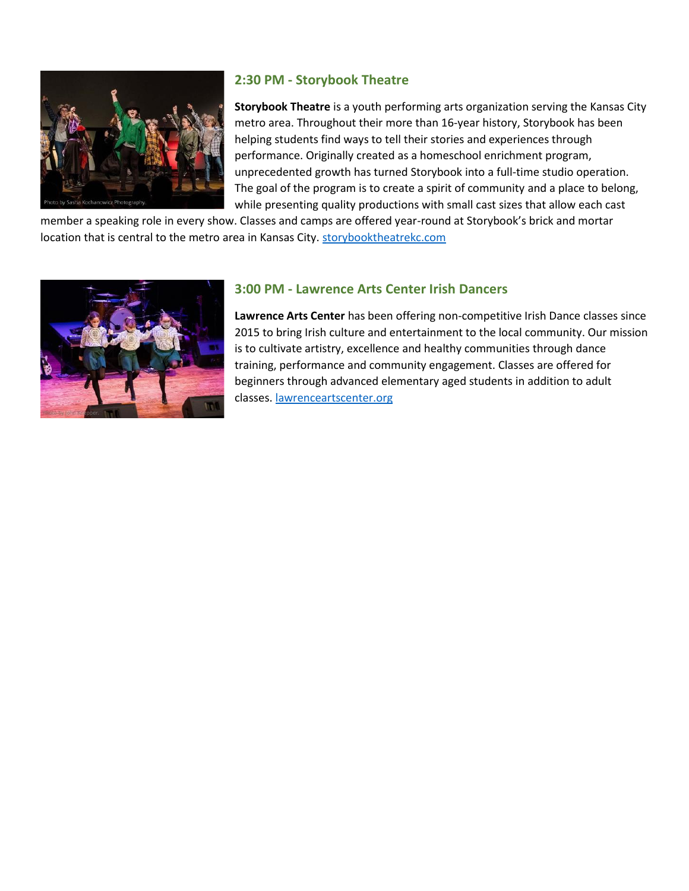## 2:30 PM - Storybook Theatre

**Storybook Theatre** is a youth performing arts organization serving the Kansas City metro area. Throughout their more than 16-year history, Storybook has been helping students find ways to tell their stories and experiences through performance. Originally created as a homeschool enrichment program, unprecedented growth has turned Storybook into a full-time studio operation. The goal of the program is to create a spirit of community and a place to belong, while presenting quality productions with small cast sizes that allow each cast member a speaking role in every show. Classes and camps are offered year-round at Storybook's brick and mortar location that is central to the metro area in Kansas City. storybooktheatrekc.com

## 3:00 PM - Lawrence Arts Center Irish Dancers

**Lawrence Arts Center** has been offering non-competitive Irish Dance classes since 2015 to bring Irish culture and entertainment to the local community. Our mission is to cultivate artistry, excellence and healthy communities through dance training, performance and community engagement. Classes are offered for beginners through advanced elementary aged students in addition to adult classes. lawrenceartscenter.org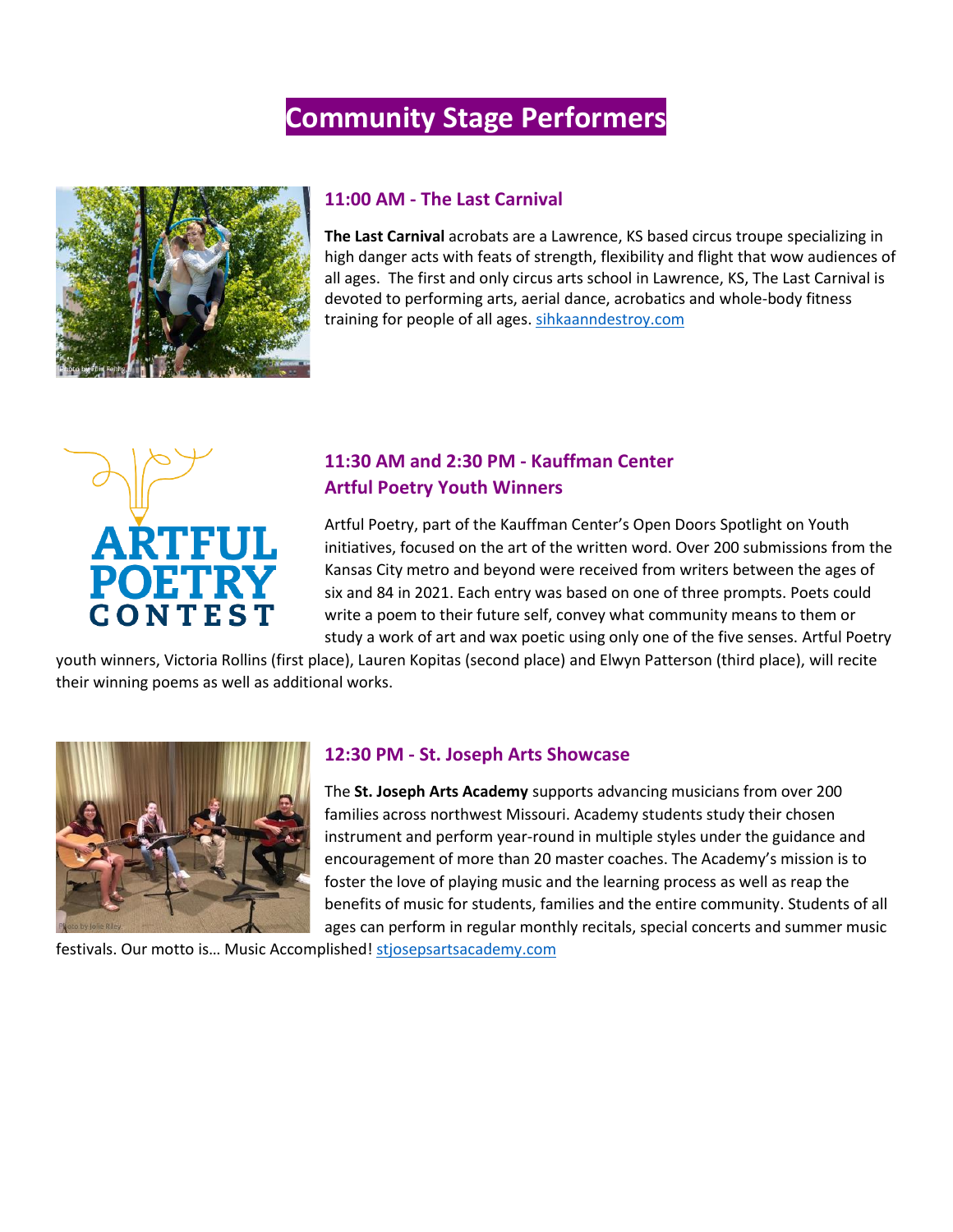# Community Stage Performers

### 11:00 AM - The Last Carnival

**The Last Carnival** acrobats are a Lawrence, KS based circus troupe specializing in high danger acts with feats of strength, flexibility and flight that wow audiences of all ages. The first and only circus arts school in Lawrence, KS, The Last Carnival is devoted to performing arts, aerial dance, acrobatics and whole-body fitness training for people of all ages. sihkaanndestroy.com

### 11:30 AM and 2:30 PM - Kauffman Center Artful Poetry Youth Winners

Artful Poetry, part of the Kauffman Center's Open Doors Spotlight on Youth initiatives, focused on the art of the written word. Over 200 submissions from the Kansas City metro and beyond were received from writers between the ages of six and 84 in 2021. Each entry was based on one of three prompts. Poets could write a poem to their future self, convey what community means to them or study a work of art and wax poetic using only one of the five senses. Artful Poetry youth winners, Victoria Rollins (first place), Lauren Kopitas (second place) and Elwyn Patterson (third place), will recite their winning poems as well as additional works.

### 12:30 PM - St. Joseph Arts Showcase

The **St. Joseph Arts Academy** supports advancing musicians from over 200 families across northwest Missouri. Academy students study their chosen instrument and perform year-round in multiple styles under the guidance and encouragement of more than 20 master coaches. The Academy's mission is to foster the love of playing music and the learning process as well as reap the benefits of music for students, families and the entire community. Students of all ages can perform in regular monthly recitals, special concerts and summer music festivals. Our motto is… Music Accomplished! stjosepsartsacademy.com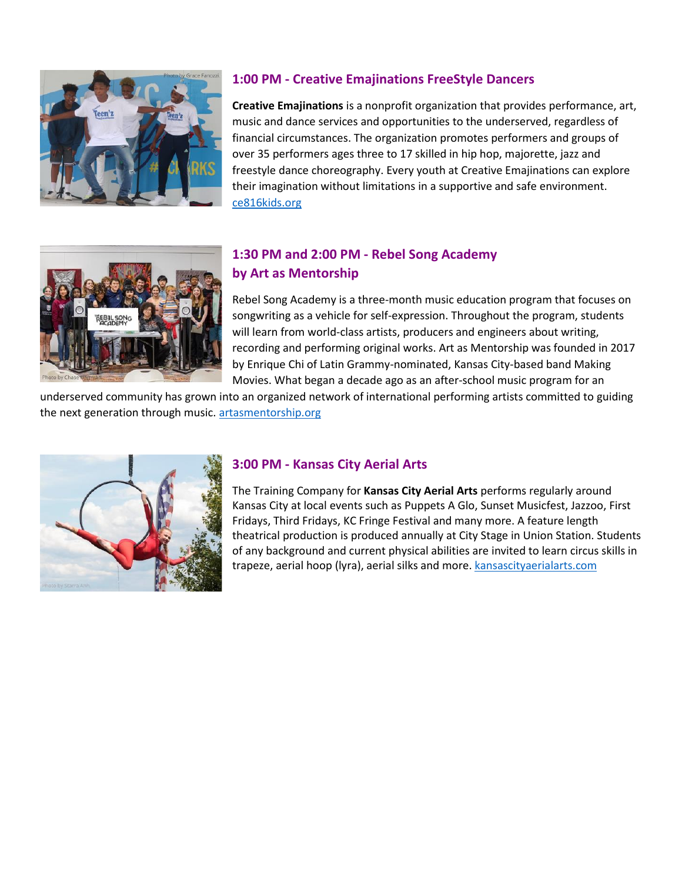### 1:00 PM - Creative Emajinations FreeStyle Dancers

**Creative Emajinations** is a nonprofit organization that provides performance, art, music and dance services and opportunities to the underserved, regardless of financial circumstances. The organization promotes performers and groups of over 35 performers ages three to 17 skilled in hip hop, majorette, jazz and freestyle dance choreography. Every youth at Creative Emajinations can explore their imagination without limitations in a supportive and safe environment. ce816kids.org

### 1:30 PM and 2:00 PM - Rebel Song Academy by Art as Mentorship

Rebel Song Academy is a three-month music education program that focuses on songwriting as a vehicle for self-expression. Throughout the program, students will learn from world-class artists, producers and engineers about writing, recording and performing original works. Art as Mentorship was founded in 2017 by Enrique Chi of Latin Grammy-nominated, Kansas City-based band Making Movies. What began a decade ago as an after-school music program for an underserved community has grown into an organized network of international performing artists committed to guiding the next generation through music. artasmentorship.org

### 3:00 PM - Kansas City Aerial Arts

The Training Company for **Kansas City Aerial Arts** performs regularly around Kansas City at local events such as Puppets A Glo, Sunset Musicfest, Jazzoo, First Fridays, Third Fridays, KC Fringe Festival and many more. A feature length theatrical production is produced annually at City Stage in Union Station. Students of any background and current physical abilities are invited to learn circus skills in trapeze, aerial hoop (lyra), aerial silks and more. kansascityaerialarts.com